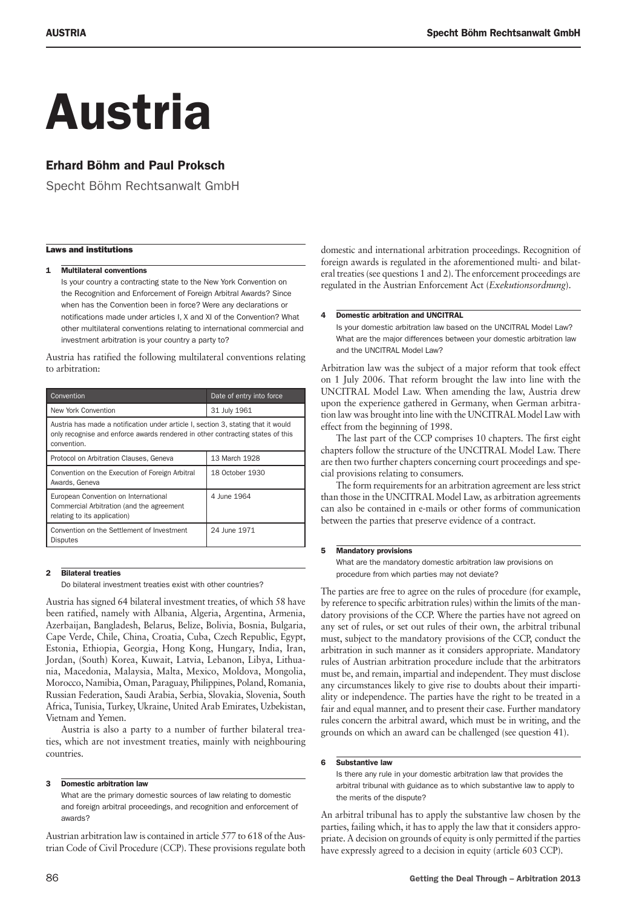# Austria

## Erhard Böhm and Paul Proksch

Specht Böhm Rechtsanwalt GmbH

### Laws and institutions

**1 Multilateral conventions**

Is your country a contracting state to the New York Convention on the Recognition and Enforcement of Foreign Arbitral Awards? Since when has the Convention been in force? Were any declarations or notifications made under articles I, X and XI of the Convention? What other multilateral conventions relating to international commercial and investment arbitration is your country a party to?

Austria has ratified the following multilateral conventions relating to arbitration:

| Convention | Date of entry into force |
|---|---|
| New York Convention | 31 July 1961 |
| Austria has made a notification under article I, section 3, stating that it would only recognise and enforce awards rendered in other contracting states of this convention. | |
| Protocol on Arbitration Clauses, Geneva | 13 March 1928 |
| Convention on the Execution of Foreign Arbitral Awards, Geneva | 18 October 1930 |
| European Convention on International Commercial Arbitration (and the agreement relating to its application) | 4 June 1964 |
| Convention on the Settlement of Investment Disputes | 24 June 1971 |

**2 Bilateral treaties**

Do bilateral investment treaties exist with other countries?

Austria has signed 64 bilateral investment treaties, of which 58 have been ratified, namely with Albania, Algeria, Argentina, Armenia, Azerbaijan, Bangladesh, Belarus, Belize, Bolivia, Bosnia, Bulgaria, Cape Verde, Chile, China, Croatia, Cuba, Czech Republic, Egypt, Estonia, Ethiopia, Georgia, Hong Kong, Hungary, India, Iran, Jordan, (South) Korea, Kuwait, Latvia, Lebanon, Libya, Lithuania, Macedonia, Malaysia, Malta, Mexico, Moldova, Mongolia, Morocco, Namibia, Oman, Paraguay, Philippines, Poland, Romania, Russian Federation, Saudi Arabia, Serbia, Slovakia, Slovenia, South Africa, Tunisia, Turkey, Ukraine, United Arab Emirates, Uzbekistan, Vietnam and Yemen.

Austria is also a party to a number of further bilateral treaties, which are not investment treaties, mainly with neighbouring countries.

**3 Domestic arbitration law**

What are the primary domestic sources of law relating to domestic and foreign arbitral proceedings, and recognition and enforcement of awards?

Austrian arbitration law is contained in article 577 to 618 of the Austrian Code of Civil Procedure (CCP). These provisions regulate both domestic and international arbitration proceedings. Recognition of foreign awards is regulated in the aforementioned multi- and bilateral treaties (see questions 1 and 2). The enforcement proceedings are regulated in the Austrian Enforcement Act (*Exekutionsordnung*).

**4 Domestic arbitration and UNCITRAL**

Is your domestic arbitration law based on the UNCITRAL Model Law? What are the major differences between your domestic arbitration law and the UNCITRAL Model Law?

Arbitration law was the subject of a major reform that took effect on 1 July 2006. That reform brought the law into line with the UNCITRAL Model Law. When amending the law, Austria drew upon the experience gathered in Germany, when German arbitration law was brought into line with the UNCITRAL Model Law with effect from the beginning of 1998.

The last part of the CCP comprises 10 chapters. The first eight chapters follow the structure of the UNCITRAL Model Law. There are then two further chapters concerning court proceedings and special provisions relating to consumers.

The form requirements for an arbitration agreement are less strict than those in the UNCITRAL Model Law, as arbitration agreements can also be contained in e-mails or other forms of communication between the parties that preserve evidence of a contract.

**5 Mandatory provisions**

What are the mandatory domestic arbitration law provisions on procedure from which parties may not deviate?

The parties are free to agree on the rules of procedure (for example, by reference to specific arbitration rules) within the limits of the mandatory provisions of the CCP. Where the parties have not agreed on any set of rules, or set out rules of their own, the arbitral tribunal must, subject to the mandatory provisions of the CCP, conduct the arbitration in such manner as it considers appropriate. Mandatory rules of Austrian arbitration procedure include that the arbitrators must be, and remain, impartial and independent. They must disclose any circumstances likely to give rise to doubts about their impartiality or independence. The parties have the right to be treated in a fair and equal manner, and to present their case. Further mandatory rules concern the arbitral award, which must be in writing, and the grounds on which an award can be challenged (see question 41).

**6 Substantive law**

Is there any rule in your domestic arbitration law that provides the arbitral tribunal with guidance as to which substantive law to apply to the merits of the dispute?

An arbitral tribunal has to apply the substantive law chosen by the parties, failing which, it has to apply the law that it considers appropriate. A decision on grounds of equity is only permitted if the parties have expressly agreed to a decision in equity (article 603 CCP).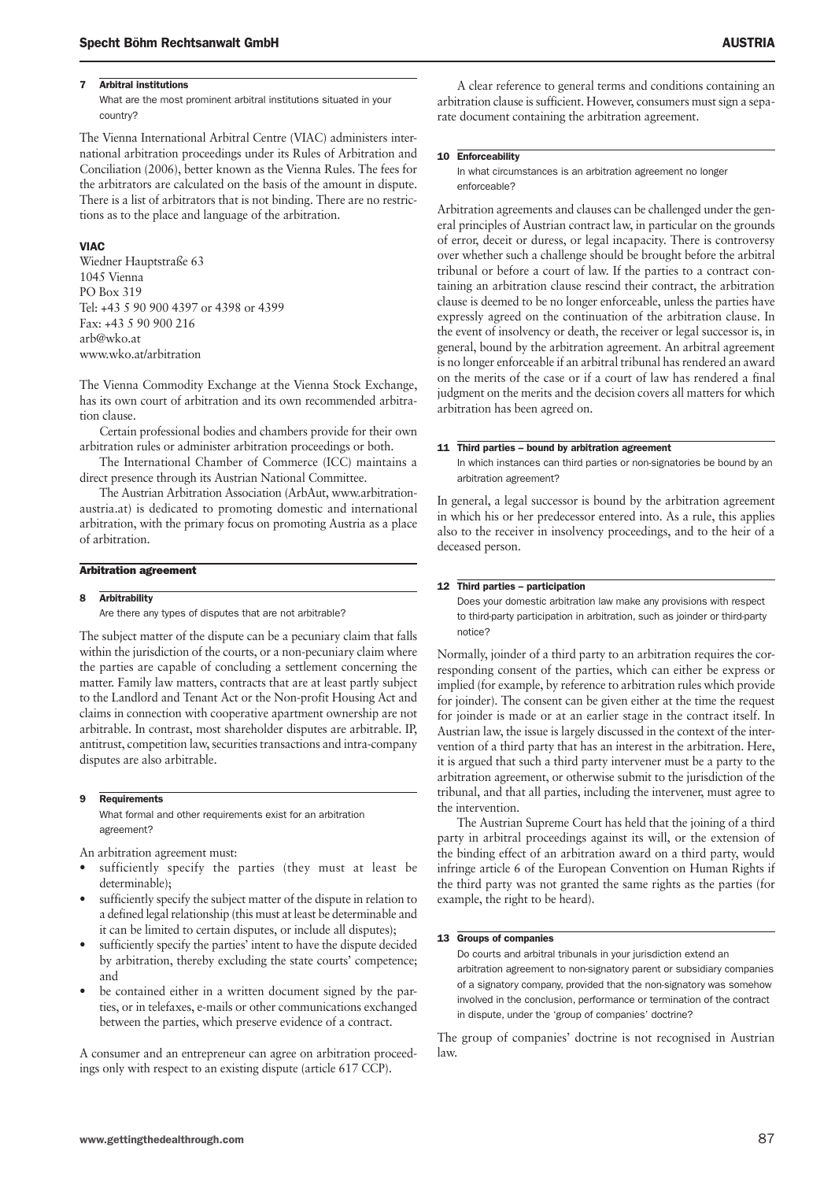### 7 Arbitral institutions

What are the most prominent arbitral institutions situated in your country?

The Vienna International Arbitral Centre (VIAC) administers international arbitration proceedings under its Rules of Arbitration and Conciliation (2006), better known as the Vienna Rules. The fees for the arbitrators are calculated on the basis of the amount in dispute. There is a list of arbitrators that is not binding. There are no restrictions as to the place and language of the arbitration.

**VIAC**
Wiedner Hauptstraße 63
1045 Vienna
PO Box 319
Tel: +43 5 90 900 4397 or 4398 or 4399
Fax: +43 5 90 900 216
arb@wko.at
www.wko.at/arbitration

The Vienna Commodity Exchange at the Vienna Stock Exchange, has its own court of arbitration and its own recommended arbitration clause.

Certain professional bodies and chambers provide for their own arbitration rules or administer arbitration proceedings or both.

The International Chamber of Commerce (ICC) maintains a direct presence through its Austrian National Committee.

The Austrian Arbitration Association (ArbAut, www.arbitration-austria.at) is dedicated to promoting domestic and international arbitration, with the primary focus on promoting Austria as a place of arbitration.

## Arbitration agreement

### 8 Arbitrability

Are there any types of disputes that are not arbitrable?

The subject matter of the dispute can be a pecuniary claim that falls within the jurisdiction of the courts, or a non-pecuniary claim where the parties are capable of concluding a settlement concerning the matter. Family law matters, contracts that are at least partly subject to the Landlord and Tenant Act or the Non-profit Housing Act and claims in connection with cooperative apartment ownership are not arbitrable. In contrast, most shareholder disputes are arbitrable. IP, antitrust, competition law, securities transactions and intra-company disputes are also arbitrable.

### 9 Requirements

What formal and other requirements exist for an arbitration agreement?

An arbitration agreement must:

- sufficiently specify the parties (they must at least be determinable);
- sufficiently specify the subject matter of the dispute in relation to a defined legal relationship (this must at least be determinable and it can be limited to certain disputes, or include all disputes);
- sufficiently specify the parties' intent to have the dispute decided by arbitration, thereby excluding the state courts' competence; and
- be contained either in a written document signed by the parties, or in telefaxes, e-mails or other communications exchanged between the parties, which preserve evidence of a contract.

A consumer and an entrepreneur can agree on arbitration proceedings only with respect to an existing dispute (article 617 CCP).

A clear reference to general terms and conditions containing an arbitration clause is sufficient. However, consumers must sign a separate document containing the arbitration agreement.

### 10 Enforceability

In what circumstances is an arbitration agreement no longer enforceable?

Arbitration agreements and clauses can be challenged under the general principles of Austrian contract law, in particular on the grounds of error, deceit or duress, or legal incapacity. There is controversy over whether such a challenge should be brought before the arbitral tribunal or before a court of law. If the parties to a contract containing an arbitration clause rescind their contract, the arbitration clause is deemed to be no longer enforceable, unless the parties have expressly agreed on the continuation of the arbitration clause. In the event of insolvency or death, the receiver or legal successor is, in general, bound by the arbitration agreement. An arbitral agreement is no longer enforceable if an arbitral tribunal has rendered an award on the merits of the case or if a court of law has rendered a final judgment on the merits and the decision covers all matters for which arbitration has been agreed on.

### 11 Third parties – bound by arbitration agreement

In which instances can third parties or non-signatories be bound by an arbitration agreement?

In general, a legal successor is bound by the arbitration agreement in which his or her predecessor entered into. As a rule, this applies also to the receiver in insolvency proceedings, and to the heir of a deceased person.

### 12 Third parties – participation

Does your domestic arbitration law make any provisions with respect to third-party participation in arbitration, such as joinder or third-party notice?

Normally, joinder of a third party to an arbitration requires the corresponding consent of the parties, which can either be express or implied (for example, by reference to arbitration rules which provide for joinder). The consent can be given either at the time the request for joinder is made or at an earlier stage in the contract itself. In Austrian law, the issue is largely discussed in the context of the intervention of a third party that has an interest in the arbitration. Here, it is argued that such a third party intervener must be a party to the arbitration agreement, or otherwise submit to the jurisdiction of the tribunal, and that all parties, including the intervener, must agree to the intervention.

The Austrian Supreme Court has held that the joining of a third party in arbitral proceedings against its will, or the extension of the binding effect of an arbitration award on a third party, would infringe article 6 of the European Convention on Human Rights if the third party was not granted the same rights as the parties (for example, the right to be heard).

### 13 Groups of companies

Do courts and arbitral tribunals in your jurisdiction extend an arbitration agreement to non-signatory parent or subsidiary companies of a signatory company, provided that the non-signatory was somehow involved in the conclusion, performance or termination of the contract in dispute, under the 'group of companies' doctrine?

The group of companies' doctrine is not recognised in Austrian law.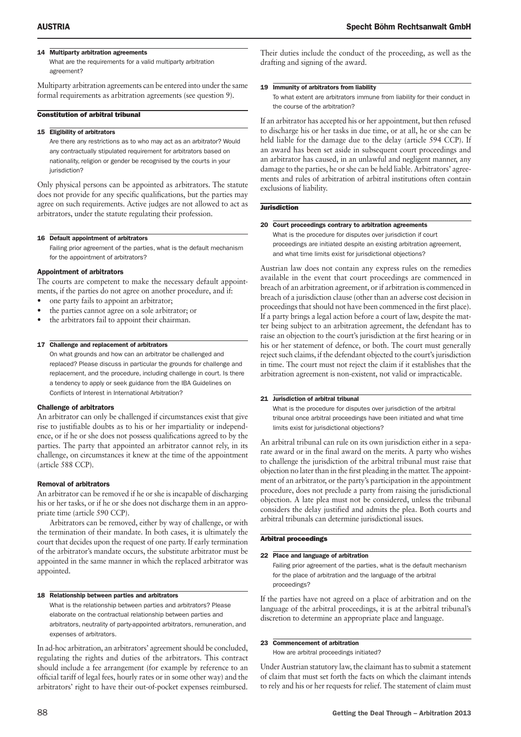### 14 Multiparty arbitration agreements

What are the requirements for a valid multiparty arbitration agreement?

Multiparty arbitration agreements can be entered into under the same formal requirements as arbitration agreements (see question 9).

## Constitution of arbitral tribunal

### 15 Eligibility of arbitrators

Are there any restrictions as to who may act as an arbitrator? Would any contractually stipulated requirement for arbitrators based on nationality, religion or gender be recognised by the courts in your jurisdiction?

Only physical persons can be appointed as arbitrators. The statute does not provide for any specific qualifications, but the parties may agree on such requirements. Active judges are not allowed to act as arbitrators, under the statute regulating their profession.

### 16 Default appointment of arbitrators

Failing prior agreement of the parties, what is the default mechanism for the appointment of arbitrators?

#### Appointment of arbitrators

The courts are competent to make the necessary default appointments, if the parties do not agree on another procedure, and if:

- one party fails to appoint an arbitrator;
- the parties cannot agree on a sole arbitrator; or
- the arbitrators fail to appoint their chairman.

### 17 Challenge and replacement of arbitrators

On what grounds and how can an arbitrator be challenged and replaced? Please discuss in particular the grounds for challenge and replacement, and the procedure, including challenge in court. Is there a tendency to apply or seek guidance from the IBA Guidelines on Conflicts of Interest in International Arbitration?

#### Challenge of arbitrators

An arbitrator can only be challenged if circumstances exist that give rise to justifiable doubts as to his or her impartiality or independence, or if he or she does not possess qualifications agreed to by the parties. The party that appointed an arbitrator cannot rely, in its challenge, on circumstances it knew at the time of the appointment (article 588 CCP).

#### Removal of arbitrators

An arbitrator can be removed if he or she is incapable of discharging his or her tasks, or if he or she does not discharge them in an appropriate time (article 590 CCP).

Arbitrators can be removed, either by way of challenge, or with the termination of their mandate. In both cases, it is ultimately the court that decides upon the request of one party. If early termination of the arbitrator's mandate occurs, the substitute arbitrator must be appointed in the same manner in which the replaced arbitrator was appointed.

### 18 Relationship between parties and arbitrators

What is the relationship between parties and arbitrators? Please elaborate on the contractual relationship between parties and arbitrators, neutrality of party-appointed arbitrators, remuneration, and expenses of arbitrators.

In ad-hoc arbitration, an arbitrators' agreement should be concluded, regulating the rights and duties of the arbitrators. This contract should include a fee arrangement (for example by reference to an official tariff of legal fees, hourly rates or in some other way) and the arbitrators' right to have their out-of-pocket expenses reimbursed. Their duties include the conduct of the proceeding, as well as the drafting and signing of the award.

### 19 Immunity of arbitrators from liability

To what extent are arbitrators immune from liability for their conduct in the course of the arbitration?

If an arbitrator has accepted his or her appointment, but then refused to discharge his or her tasks in due time, or at all, he or she can be held liable for the damage due to the delay (article 594 CCP). If an award has been set aside in subsequent court proceedings and an arbitrator has caused, in an unlawful and negligent manner, any damage to the parties, he or she can be held liable. Arbitrators' agreements and rules of arbitration of arbitral institutions often contain exclusions of liability.

## Jurisdiction

### 20 Court proceedings contrary to arbitration agreements

What is the procedure for disputes over jurisdiction if court proceedings are initiated despite an existing arbitration agreement, and what time limits exist for jurisdictional objections?

Austrian law does not contain any express rules on the remedies available in the event that court proceedings are commenced in breach of an arbitration agreement, or if arbitration is commenced in breach of a jurisdiction clause (other than an adverse cost decision in proceedings that should not have been commenced in the first place). If a party brings a legal action before a court of law, despite the matter being subject to an arbitration agreement, the defendant has to raise an objection to the court's jurisdiction at the first hearing or in his or her statement of defence, or both. The court must generally reject such claims, if the defendant objected to the court's jurisdiction in time. The court must not reject the claim if it establishes that the arbitration agreement is non-existent, not valid or impracticable.

### 21 Jurisdiction of arbitral tribunal

What is the procedure for disputes over jurisdiction of the arbitral tribunal once arbitral proceedings have been initiated and what time limits exist for jurisdictional objections?

An arbitral tribunal can rule on its own jurisdiction either in a separate award or in the final award on the merits. A party who wishes to challenge the jurisdiction of the arbitral tribunal must raise that objection no later than in the first pleading in the matter. The appointment of an arbitrator, or the party's participation in the appointment procedure, does not preclude a party from raising the jurisdictional objection. A late plea must not be considered, unless the tribunal considers the delay justified and admits the plea. Both courts and arbitral tribunals can determine jurisdictional issues.

## Arbitral proceedings

### 22 Place and language of arbitration

Failing prior agreement of the parties, what is the default mechanism for the place of arbitration and the language of the arbitral proceedings?

If the parties have not agreed on a place of arbitration and on the language of the arbitral proceedings, it is at the arbitral tribunal's discretion to determine an appropriate place and language.

### 23 Commencement of arbitration

How are arbitral proceedings initiated?

Under Austrian statutory law, the claimant has to submit a statement of claim that must set forth the facts on which the claimant intends to rely and his or her requests for relief. The statement of claim must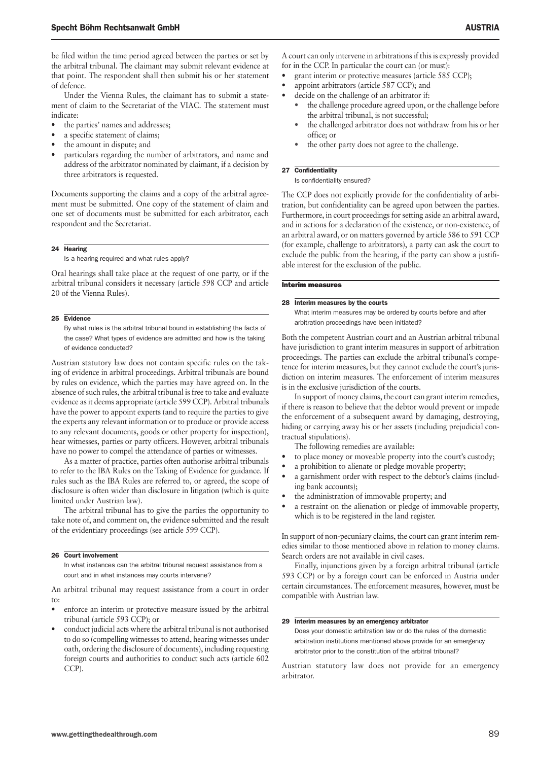be filed within the time period agreed between the parties or set by the arbitral tribunal. The claimant may submit relevant evidence at that point. The respondent shall then submit his or her statement of defence.

Under the Vienna Rules, the claimant has to submit a statement of claim to the Secretariat of the VIAC. The statement must indicate:

- the parties' names and addresses;
- a specific statement of claims;
- the amount in dispute; and
- particulars regarding the number of arbitrators, and name and address of the arbitrator nominated by claimant, if a decision by three arbitrators is requested.

Documents supporting the claims and a copy of the arbitral agreement must be submitted. One copy of the statement of claim and one set of documents must be submitted for each arbitrator, each respondent and the Secretariat.

### 24 Hearing

Is a hearing required and what rules apply?

Oral hearings shall take place at the request of one party, or if the arbitral tribunal considers it necessary (article 598 CCP and article 20 of the Vienna Rules).

### 25 Evidence

By what rules is the arbitral tribunal bound in establishing the facts of the case? What types of evidence are admitted and how is the taking of evidence conducted?

Austrian statutory law does not contain specific rules on the taking of evidence in arbitral proceedings. Arbitral tribunals are bound by rules on evidence, which the parties may have agreed on. In the absence of such rules, the arbitral tribunal is free to take and evaluate evidence as it deems appropriate (article 599 CCP). Arbitral tribunals have the power to appoint experts (and to require the parties to give the experts any relevant information or to produce or provide access to any relevant documents, goods or other property for inspection), hear witnesses, parties or party officers. However, arbitral tribunals have no power to compel the attendance of parties or witnesses.

As a matter of practice, parties often authorise arbitral tribunals to refer to the IBA Rules on the Taking of Evidence for guidance. If rules such as the IBA Rules are referred to, or agreed, the scope of disclosure is often wider than disclosure in litigation (which is quite limited under Austrian law).

The arbitral tribunal has to give the parties the opportunity to take note of, and comment on, the evidence submitted and the result of the evidentiary proceedings (see article 599 CCP).

### 26 Court involvement

In what instances can the arbitral tribunal request assistance from a court and in what instances may courts intervene?

An arbitral tribunal may request assistance from a court in order to:

- enforce an interim or protective measure issued by the arbitral tribunal (article 593 CCP); or
- conduct judicial acts where the arbitral tribunal is not authorised to do so (compelling witnesses to attend, hearing witnesses under oath, ordering the disclosure of documents), including requesting foreign courts and authorities to conduct such acts (article 602 CCP).

A court can only intervene in arbitrations if this is expressly provided for in the CCP. In particular the court can (or must):

- grant interim or protective measures (article 585 CCP);
- appoint arbitrators (article 587 CCP); and
- decide on the challenge of an arbitrator if:
  - the challenge procedure agreed upon, or the challenge before the arbitral tribunal, is not successful;
  - the challenged arbitrator does not withdraw from his or her office; or
  - the other party does not agree to the challenge.

### 27 Confidentiality

Is confidentiality ensured?

The CCP does not explicitly provide for the confidentiality of arbitration, but confidentiality can be agreed upon between the parties. Furthermore, in court proceedings for setting aside an arbitral award, and in actions for a declaration of the existence, or non-existence, of an arbitral award, or on matters governed by article 586 to 591 CCP (for example, challenge to arbitrators), a party can ask the court to exclude the public from the hearing, if the party can show a justifiable interest for the exclusion of the public.

## Interim measures

### 28 Interim measures by the courts

What interim measures may be ordered by courts before and after arbitration proceedings have been initiated?

Both the competent Austrian court and an Austrian arbitral tribunal have jurisdiction to grant interim measures in support of arbitration proceedings. The parties can exclude the arbitral tribunal's competence for interim measures, but they cannot exclude the court's jurisdiction on interim measures. The enforcement of interim measures is in the exclusive jurisdiction of the courts.

In support of money claims, the court can grant interim remedies, if there is reason to believe that the debtor would prevent or impede the enforcement of a subsequent award by damaging, destroying, hiding or carrying away his or her assets (including prejudicial contractual stipulations).

The following remedies are available:

- to place money or moveable property into the court's custody;
- a prohibition to alienate or pledge movable property;
- a garnishment order with respect to the debtor's claims (including bank accounts);
- the administration of immovable property; and
- a restraint on the alienation or pledge of immovable property, which is to be registered in the land register.

In support of non-pecuniary claims, the court can grant interim remedies similar to those mentioned above in relation to money claims. Search orders are not available in civil cases.

Finally, injunctions given by a foreign arbitral tribunal (article 593 CCP) or by a foreign court can be enforced in Austria under certain circumstances. The enforcement measures, however, must be compatible with Austrian law.

### 29 Interim measures by an emergency arbitrator

Does your domestic arbitration law or do the rules of the domestic arbitration institutions mentioned above provide for an emergency arbitrator prior to the constitution of the arbitral tribunal?

Austrian statutory law does not provide for an emergency arbitrator.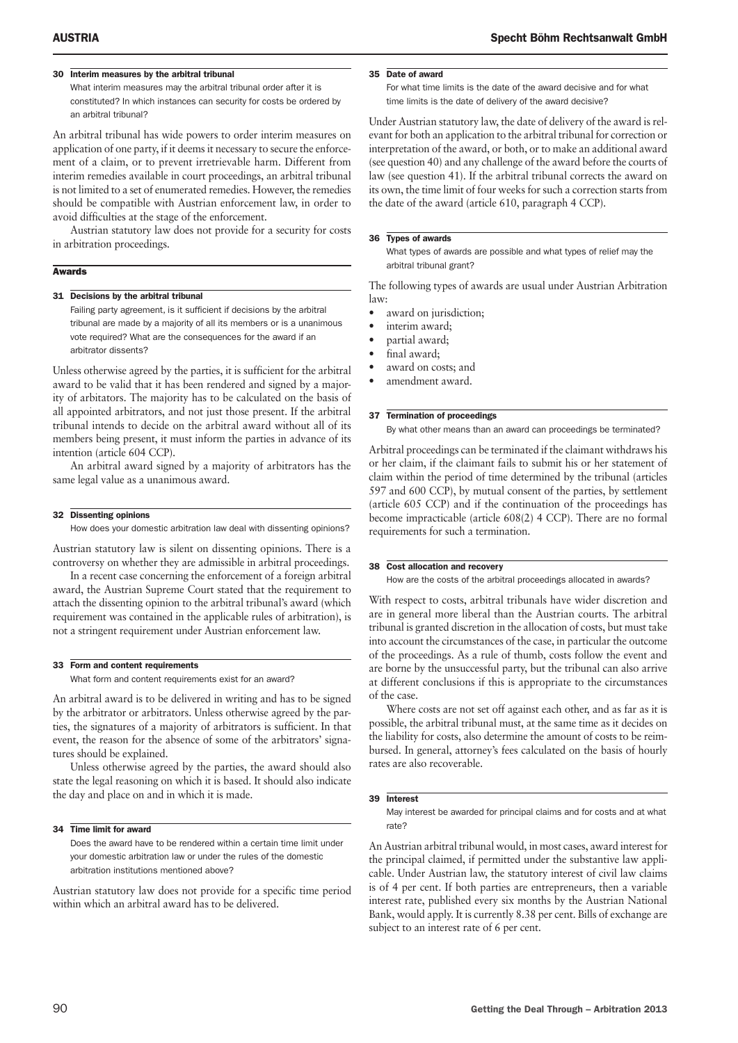### 30 Interim measures by the arbitral tribunal

What interim measures may the arbitral tribunal order after it is constituted? In which instances can security for costs be ordered by an arbitral tribunal?

An arbitral tribunal has wide powers to order interim measures on application of one party, if it deems it necessary to secure the enforcement of a claim, or to prevent irretrievable harm. Different from interim remedies available in court proceedings, an arbitral tribunal is not limited to a set of enumerated remedies. However, the remedies should be compatible with Austrian enforcement law, in order to avoid difficulties at the stage of the enforcement.

Austrian statutory law does not provide for a security for costs in arbitration proceedings.

## Awards

### 31 Decisions by the arbitral tribunal

Failing party agreement, is it sufficient if decisions by the arbitral tribunal are made by a majority of all its members or is a unanimous vote required? What are the consequences for the award if an arbitrator dissents?

Unless otherwise agreed by the parties, it is sufficient for the arbitral award to be valid that it has been rendered and signed by a majority of arbitrators. The majority has to be calculated on the basis of all appointed arbitrators, and not just those present. If the arbitral tribunal intends to decide on the arbitral award without all of its members being present, it must inform the parties in advance of its intention (article 604 CCP).

An arbitral award signed by a majority of arbitrators has the same legal value as a unanimous award.

### 32 Dissenting opinions

How does your domestic arbitration law deal with dissenting opinions?

Austrian statutory law is silent on dissenting opinions. There is a controversy on whether they are admissible in arbitral proceedings.

In a recent case concerning the enforcement of a foreign arbitral award, the Austrian Supreme Court stated that the requirement to attach the dissenting opinion to the arbitral tribunal's award (which requirement was contained in the applicable rules of arbitration), is not a stringent requirement under Austrian enforcement law.

### 33 Form and content requirements

What form and content requirements exist for an award?

An arbitral award is to be delivered in writing and has to be signed by the arbitrator or arbitrators. Unless otherwise agreed by the parties, the signatures of a majority of arbitrators is sufficient. In that event, the reason for the absence of some of the arbitrators' signatures should be explained.

Unless otherwise agreed by the parties, the award should also state the legal reasoning on which it is based. It should also indicate the day and place on and in which it is made.

### 34 Time limit for award

Does the award have to be rendered within a certain time limit under your domestic arbitration law or under the rules of the domestic arbitration institutions mentioned above?

Austrian statutory law does not provide for a specific time period within which an arbitral award has to be delivered.

### 35 Date of award

For what time limits is the date of the award decisive and for what time limits is the date of delivery of the award decisive?

Under Austrian statutory law, the date of delivery of the award is relevant for both an application to the arbitral tribunal for correction or interpretation of the award, or both, or to make an additional award (see question 40) and any challenge of the award before the courts of law (see question 41). If the arbitral tribunal corrects the award on its own, the time limit of four weeks for such a correction starts from the date of the award (article 610, paragraph 4 CCP).

### 36 Types of awards

What types of awards are possible and what types of relief may the arbitral tribunal grant?

The following types of awards are usual under Austrian Arbitration law:

- award on jurisdiction;
- interim award;
- partial award;
- final award;
- award on costs; and
- amendment award.

### 37 Termination of proceedings

By what other means than an award can proceedings be terminated?

Arbitral proceedings can be terminated if the claimant withdraws his or her claim, if the claimant fails to submit his or her statement of claim within the period of time determined by the tribunal (articles 597 and 600 CCP), by mutual consent of the parties, by settlement (article 605 CCP) and if the continuation of the proceedings has become impracticable (article 608(2) 4 CCP). There are no formal requirements for such a termination.

### 38 Cost allocation and recovery

How are the costs of the arbitral proceedings allocated in awards?

With respect to costs, arbitral tribunals have wider discretion and are in general more liberal than the Austrian courts. The arbitral tribunal is granted discretion in the allocation of costs, but must take into account the circumstances of the case, in particular the outcome of the proceedings. As a rule of thumb, costs follow the event and are borne by the unsuccessful party, but the tribunal can also arrive at different conclusions if this is appropriate to the circumstances of the case.

Where costs are not set off against each other, and as far as it is possible, the arbitral tribunal must, at the same time as it decides on the liability for costs, also determine the amount of costs to be reimbursed. In general, attorney's fees calculated on the basis of hourly rates are also recoverable.

### 39 Interest

May interest be awarded for principal claims and for costs and at what rate?

An Austrian arbitral tribunal would, in most cases, award interest for the principal claimed, if permitted under the substantive law applicable. Under Austrian law, the statutory interest of civil law claims is of 4 per cent. If both parties are entrepreneurs, then a variable interest rate, published every six months by the Austrian National Bank, would apply. It is currently 8.38 per cent. Bills of exchange are subject to an interest rate of 6 per cent.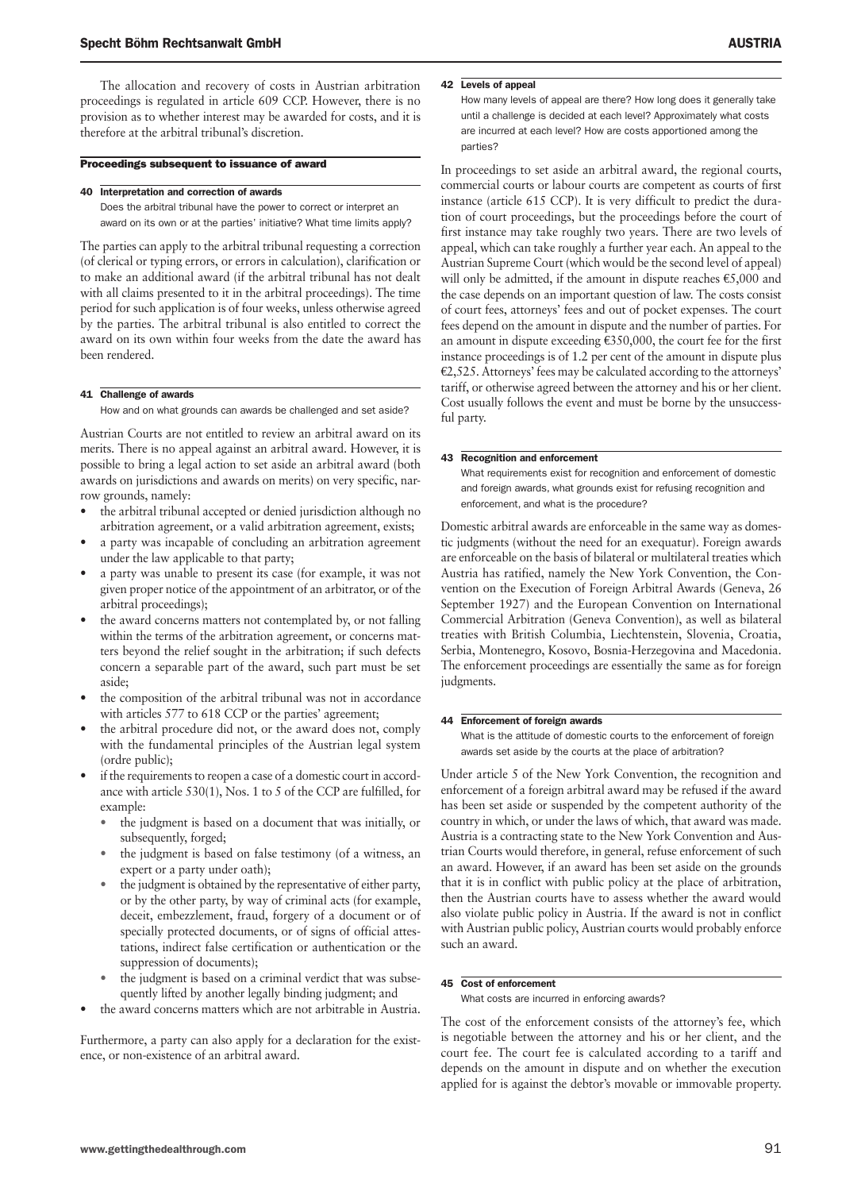The allocation and recovery of costs in Austrian arbitration proceedings is regulated in article 609 CCP. However, there is no provision as to whether interest may be awarded for costs, and it is therefore at the arbitral tribunal's discretion.

## Proceedings subsequent to issuance of award

### 40 Interpretation and correction of awards

Does the arbitral tribunal have the power to correct or interpret an award on its own or at the parties' initiative? What time limits apply?

The parties can apply to the arbitral tribunal requesting a correction (of clerical or typing errors, or errors in calculation), clarification or to make an additional award (if the arbitral tribunal has not dealt with all claims presented to it in the arbitral proceedings). The time period for such application is of four weeks, unless otherwise agreed by the parties. The arbitral tribunal is also entitled to correct the award on its own within four weeks from the date the award has been rendered.

### 41 Challenge of awards

How and on what grounds can awards be challenged and set aside?

Austrian Courts are not entitled to review an arbitral award on its merits. There is no appeal against an arbitral award. However, it is possible to bring a legal action to set aside an arbitral award (both awards on jurisdictions and awards on merits) on very specific, narrow grounds, namely:

- the arbitral tribunal accepted or denied jurisdiction although no arbitration agreement, or a valid arbitration agreement, exists;
- a party was incapable of concluding an arbitration agreement under the law applicable to that party;
- a party was unable to present its case (for example, it was not given proper notice of the appointment of an arbitrator, or of the arbitral proceedings);
- the award concerns matters not contemplated by, or not falling within the terms of the arbitration agreement, or concerns matters beyond the relief sought in the arbitration; if such defects concern a separable part of the award, such part must be set aside;
- the composition of the arbitral tribunal was not in accordance with articles 577 to 618 CCP or the parties' agreement;
- the arbitral procedure did not, or the award does not, comply with the fundamental principles of the Austrian legal system (ordre public);
- if the requirements to reopen a case of a domestic court in accordance with article 530(1), Nos. 1 to 5 of the CCP are fulfilled, for example:
  - the judgment is based on a document that was initially, or subsequently, forged;
  - the judgment is based on false testimony (of a witness, an expert or a party under oath);
  - the judgment is obtained by the representative of either party, or by the other party, by way of criminal acts (for example, deceit, embezzlement, fraud, forgery of a document or of specially protected documents, or of signs of official attestations, indirect false certification or authentication or the suppression of documents);
  - the judgment is based on a criminal verdict that was subsequently lifted by another legally binding judgment; and
- the award concerns matters which are not arbitrable in Austria.

Furthermore, a party can also apply for a declaration for the existence, or non-existence of an arbitral award.

### 42 Levels of appeal

How many levels of appeal are there? How long does it generally take until a challenge is decided at each level? Approximately what costs are incurred at each level? How are costs apportioned among the parties?

In proceedings to set aside an arbitral award, the regional courts, commercial courts or labour courts are competent as courts of first instance (article 615 CCP). It is very difficult to predict the duration of court proceedings, but the proceedings before the court of first instance may take roughly two years. There are two levels of appeal, which can take roughly a further year each. An appeal to the Austrian Supreme Court (which would be the second level of appeal) will only be admitted, if the amount in dispute reaches €5,000 and the case depends on an important question of law. The costs consist of court fees, attorneys' fees and out of pocket expenses. The court fees depend on the amount in dispute and the number of parties. For an amount in dispute exceeding €350,000, the court fee for the first instance proceedings is of 1.2 per cent of the amount in dispute plus €2,525. Attorneys' fees may be calculated according to the attorneys' tariff, or otherwise agreed between the attorney and his or her client. Cost usually follows the event and must be borne by the unsuccessful party.

### 43 Recognition and enforcement

What requirements exist for recognition and enforcement of domestic and foreign awards, what grounds exist for refusing recognition and enforcement, and what is the procedure?

Domestic arbitral awards are enforceable in the same way as domestic judgments (without the need for an exequatur). Foreign awards are enforceable on the basis of bilateral or multilateral treaties which Austria has ratified, namely the New York Convention, the Convention on the Execution of Foreign Arbitral Awards (Geneva, 26 September 1927) and the European Convention on International Commercial Arbitration (Geneva Convention), as well as bilateral treaties with British Columbia, Liechtenstein, Slovenia, Croatia, Serbia, Montenegro, Kosovo, Bosnia-Herzegovina and Macedonia. The enforcement proceedings are essentially the same as for foreign judgments.

### 44 Enforcement of foreign awards

What is the attitude of domestic courts to the enforcement of foreign awards set aside by the courts at the place of arbitration?

Under article 5 of the New York Convention, the recognition and enforcement of a foreign arbitral award may be refused if the award has been set aside or suspended by the competent authority of the country in which, or under the laws of which, that award was made. Austria is a contracting state to the New York Convention and Austrian Courts would therefore, in general, refuse enforcement of such an award. However, if an award has been set aside on the grounds that it is in conflict with public policy at the place of arbitration, then the Austrian courts have to assess whether the award would also violate public policy in Austria. If the award is not in conflict with Austrian public policy, Austrian courts would probably enforce such an award.

### 45 Cost of enforcement

What costs are incurred in enforcing awards?

The cost of the enforcement consists of the attorney's fee, which is negotiable between the attorney and his or her client, and the court fee. The court fee is calculated according to a tariff and depends on the amount in dispute and on whether the execution applied for is against the debtor's movable or immovable property.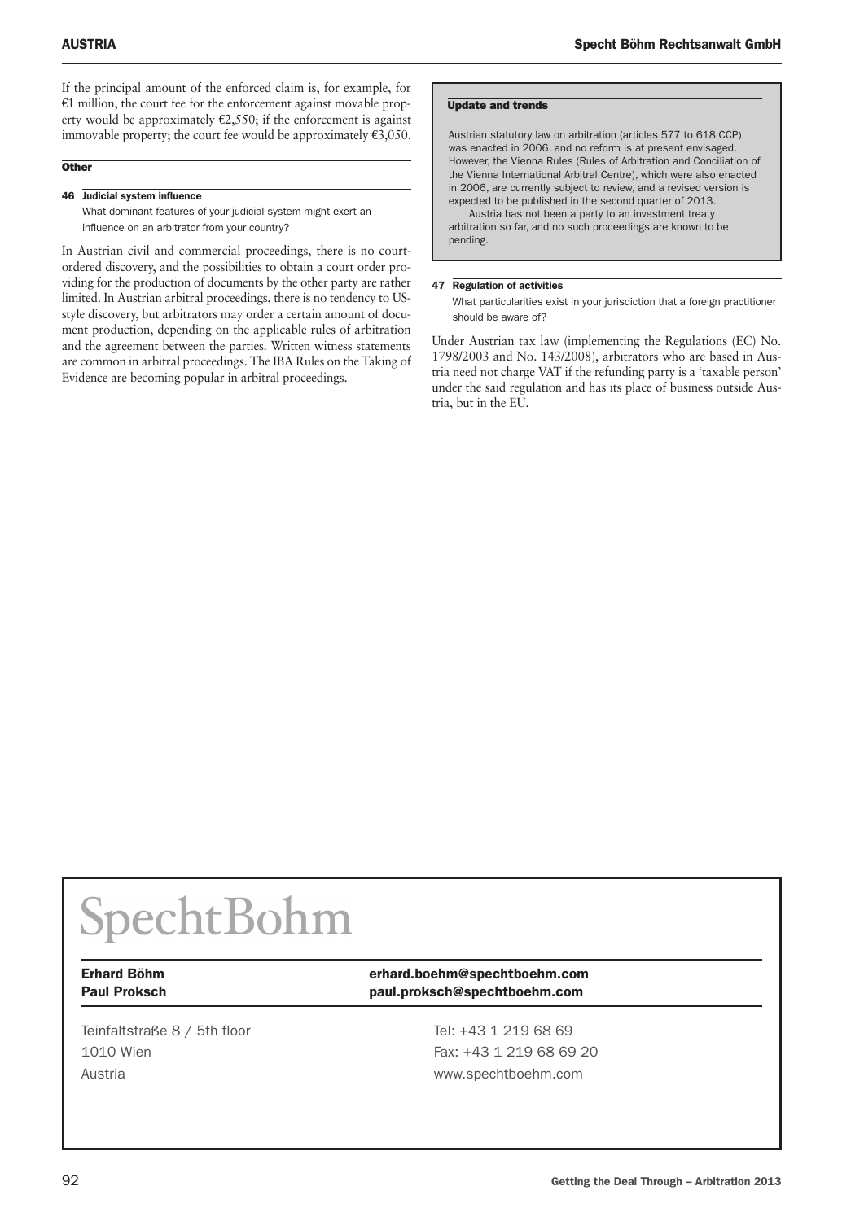If the principal amount of the enforced claim is, for example, for €1 million, the court fee for the enforcement against movable property would be approximately €2,550; if the enforcement is against immovable property; the court fee would be approximately €3,050.

### Other

#### 46 Judicial system influence

What dominant features of your judicial system might exert an influence on an arbitrator from your country?

In Austrian civil and commercial proceedings, there is no court-ordered discovery, and the possibilities to obtain a court order providing for the production of documents by the other party are rather limited. In Austrian arbitral proceedings, there is no tendency to US-style discovery, but arbitrators may order a certain amount of document production, depending on the applicable rules of arbitration and the agreement between the parties. Written witness statements are common in arbitral proceedings. The IBA Rules on the Taking of Evidence are becoming popular in arbitral proceedings.

#### Update and trends

Austrian statutory law on arbitration (articles 577 to 618 CCP) was enacted in 2006, and no reform is at present envisaged. However, the Vienna Rules (Rules of Arbitration and Conciliation of the Vienna International Arbitral Centre), which were also enacted in 2006, are currently subject to review, and a revised version is expected to be published in the second quarter of 2013.

Austria has not been a party to an investment treaty arbitration so far, and no such proceedings are known to be pending.

#### 47 Regulation of activities

What particularities exist in your jurisdiction that a foreign practitioner should be aware of?

Under Austrian tax law (implementing the Regulations (EC) No. 1798/2003 and No. 143/2008), arbitrators who are based in Austria need not charge VAT if the refunding party is a 'taxable person' under the said regulation and has its place of business outside Austria, but in the EU.

SpechtBohm

**Erhard Böhm** — **erhard.boehm@spechtboehm.com**
**Paul Proksch** — **paul.proksch@spechtboehm.com**

Teinfaltstraße 8 / 5th floor
1010 Wien
Austria

Tel: +43 1 219 68 69
Fax: +43 1 219 68 69 20
www.spechtboehm.com